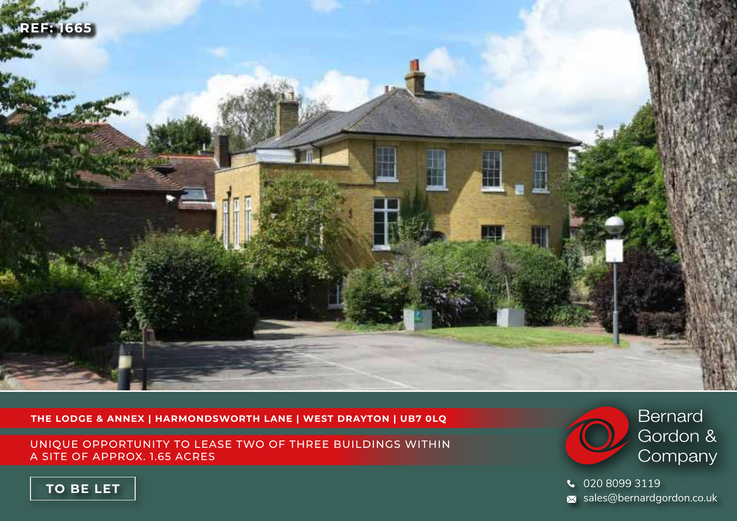REF: 1665

**THE LODGE & ANNEX | HARMONDSWORTH LANE | WEST DRAYTON | UB7 0LQ**

UNIQUE OPPORTUNITY TO LEASE TWO OF THREE BUILDINGS WITHIN A SITE OF APPROX. 1.65 ACRES

**TO BE LET**

Bernard Gordon & Company

020 8099 3119

sales@bernardgordon.co.uk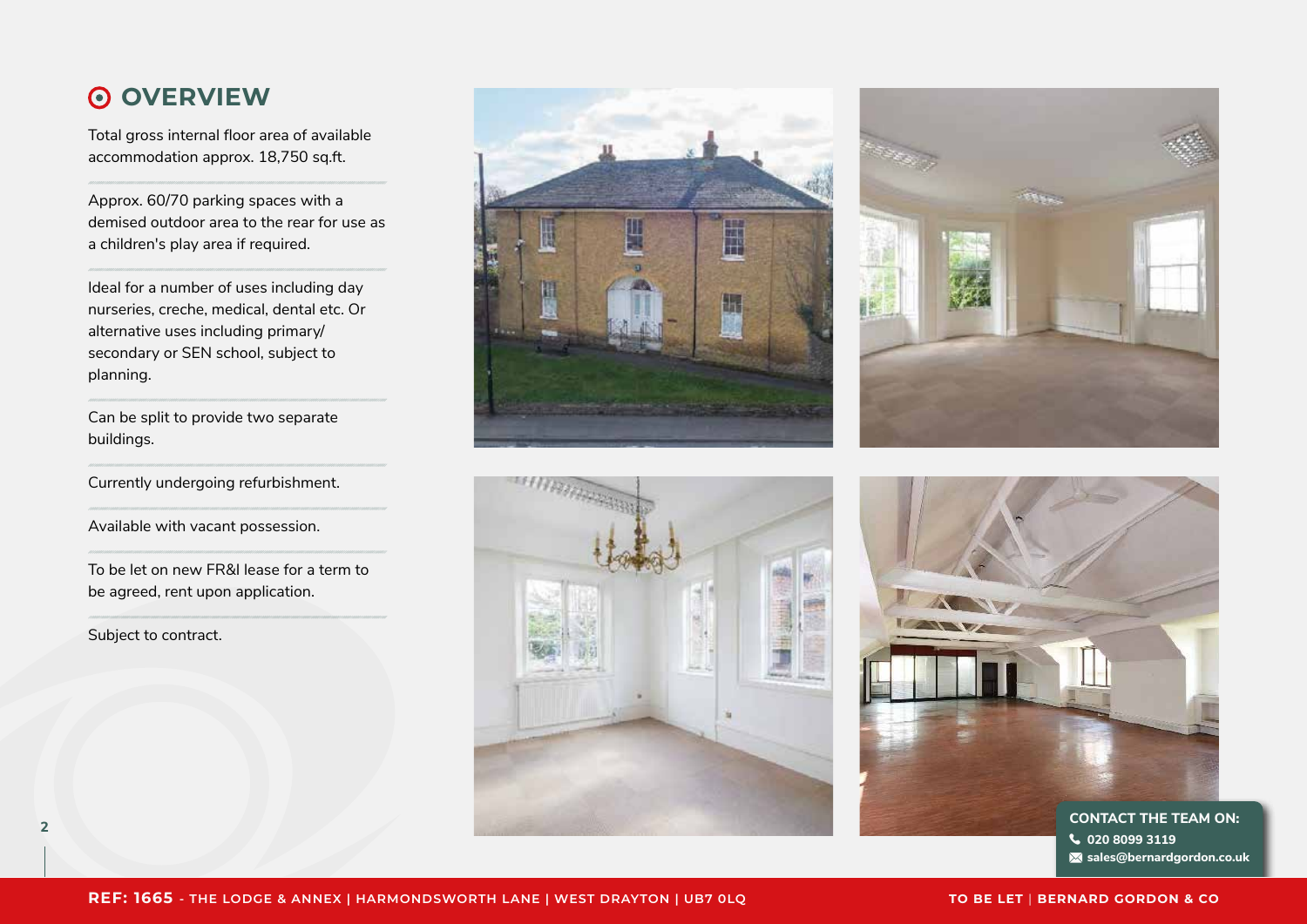## OVERVIEW

Total gross internal floor area of available accommodation approx. 18,750 sq.ft.

Approx. 60/70 parking spaces with a demised outdoor area to the rear for use as a children's play area if required.

Ideal for a number of uses including day nurseries, creche, medical, dental etc. Or alternative uses including primary/ secondary or SEN school, subject to planning.

Can be split to provide two separate buildings.

Currently undergoing refurbishment.

Available with vacant possession.

To be let on new FR&I lease for a term to be agreed, rent upon application.

Subject to contract.

**CONTACT THE TEAM ON:**

020 8099 3119

sales@bernardgordon.co.uk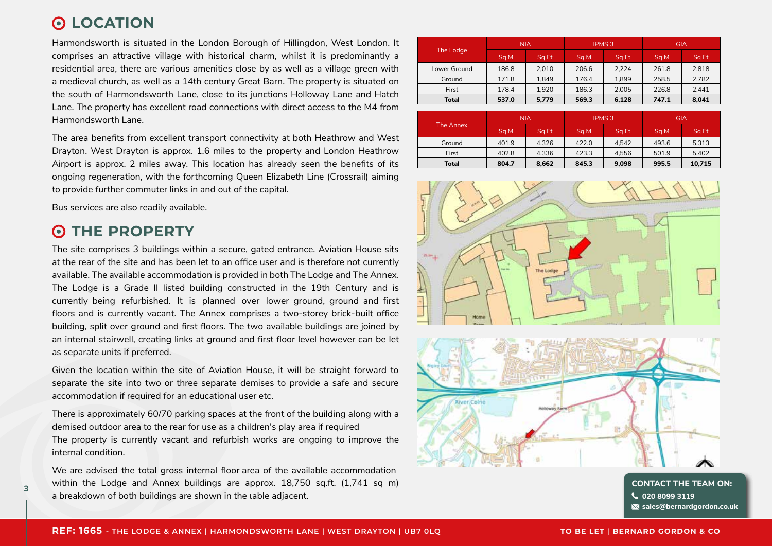## LOCATION

Harmondsworth is situated in the London Borough of Hillingdon, West London. It comprises an attractive village with historical charm, whilst it is predominantly a residential area, there are various amenities close by as well as a village green with a medieval church, as well as a 14th century Great Barn. The property is situated on the south of Harmondsworth Lane, close to its junctions Holloway Lane and Hatch Lane. The property has excellent road connections with direct access to the M4 from Harmondsworth Lane.

The area benefits from excellent transport connectivity at both Heathrow and West Drayton. West Drayton is approx. 1.6 miles to the property and London Heathrow Airport is approx. 2 miles away. This location has already seen the benefits of its ongoing regeneration, with the forthcoming Queen Elizabeth Line (Crossrail) aiming to provide further commuter links in and out of the capital.

Bus services are also readily available.

## THE PROPERTY

The site comprises 3 buildings within a secure, gated entrance. Aviation House sits at the rear of the site and has been let to an office user and is therefore not currently available. The available accommodation is provided in both The Lodge and The Annex. The Lodge is a Grade II listed building constructed in the 19th Century and is currently being refurbished. It is planned over lower ground, ground and first floors and is currently vacant. The Annex comprises a two-storey brick-built office building, split over ground and first floors. The two available buildings are joined by an internal stairwell, creating links at ground and first floor level however can be let as separate units if preferred.

Given the location within the site of Aviation House, it will be straight forward to separate the site into two or three separate demises to provide a safe and secure accommodation if required for an educational user etc.

There is approximately 60/70 parking spaces at the front of the building along with a demised outdoor area to the rear for use as a children's play area if required
The property is currently vacant and refurbish works are ongoing to improve the internal condition.

We are advised the total gross internal floor area of the available accommodation within the Lodge and Annex buildings are approx. 18,750 sq.ft. (1,741 sq m) a breakdown of both buildings are shown in the table adjacent.

| The Lodge | NIA | | IPMS 3 | | GIA | |
|---|---|---|---|---|---|---|
| | Sq M | Sq Ft | Sq M | Sq Ft | Sq M | Sq Ft |
| Lower Ground | 186.8 | 2,010 | 206.6 | 2,224 | 261.8 | 2,818 |
| Ground | 171.8 | 1,849 | 176.4 | 1,899 | 258.5 | 2,782 |
| First | 178.4 | 1,920 | 186.3 | 2,005 | 226.8 | 2,441 |
| **Total** | **537.0** | **5,779** | **569.3** | **6,128** | **747.1** | **8,041** |

| The Annex | NIA | | IPMS 3 | | GIA | |
|---|---|---|---|---|---|---|
| | Sq M | Sq Ft | Sq M | Sq Ft | Sq M | Sq Ft |
| Ground | 401.9 | 4,326 | 422.0 | 4,542 | 493.6 | 5,313 |
| First | 402.8 | 4,336 | 423.3 | 4,556 | 501.9 | 5,402 |
| **Total** | **804.7** | **8,662** | **845.3** | **9,098** | **995.5** | **10,715** |

**CONTACT THE TEAM ON:**
020 8099 3119
sales@bernardgordon.co.uk

**REF: 1665** - THE LODGE & ANNEX | HARMONDSWORTH LANE | WEST DRAYTON | UB7 0LQ

TO BE LET | BERNARD GORDON & CO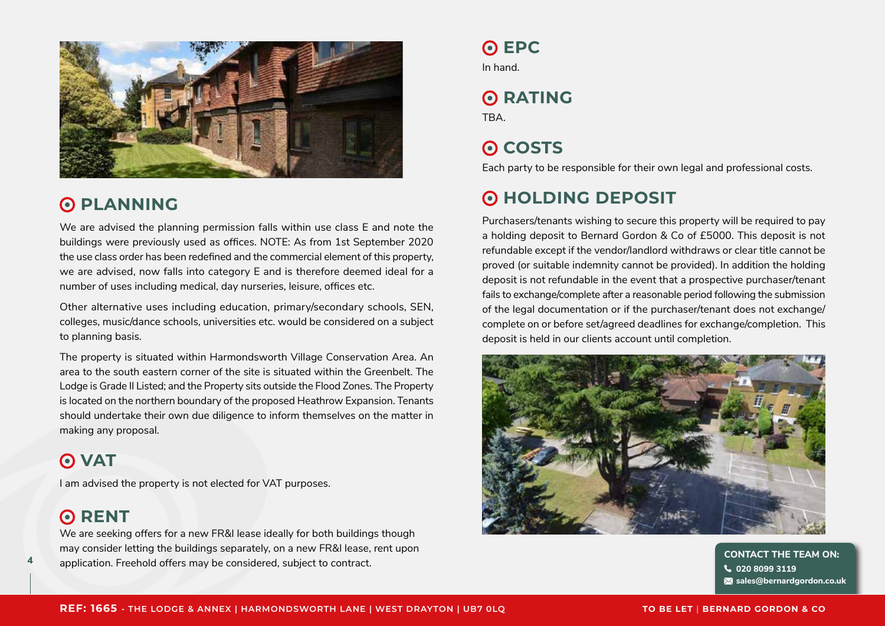## PLANNING

We are advised the planning permission falls within use class E and note the buildings were previously used as offices. NOTE: As from 1st September 2020 the use class order has been redefined and the commercial element of this property, we are advised, now falls into category E and is therefore deemed ideal for a number of uses including medical, day nurseries, leisure, offices etc.

Other alternative uses including education, primary/secondary schools, SEN, colleges, music/dance schools, universities etc. would be considered on a subject to planning basis.

The property is situated within Harmondsworth Village Conservation Area. An area to the south eastern corner of the site is situated within the Greenbelt. The Lodge is Grade II Listed; and the Property sits outside the Flood Zones. The Property is located on the northern boundary of the proposed Heathrow Expansion. Tenants should undertake their own due diligence to inform themselves on the matter in making any proposal.

## VAT

I am advised the property is not elected for VAT purposes.

## RENT

We are seeking offers for a new FR&I lease ideally for both buildings though may consider letting the buildings separately, on a new FR&I lease, rent upon application. Freehold offers may be considered, subject to contract.

## EPC

In hand.

## RATING

TBA.

## COSTS

Each party to be responsible for their own legal and professional costs.

## HOLDING DEPOSIT

Purchasers/tenants wishing to secure this property will be required to pay a holding deposit to Bernard Gordon & Co of £5000. This deposit is not refundable except if the vendor/landlord withdraws or clear title cannot be proved (or suitable indemnity cannot be provided). In addition the holding deposit is not refundable in the event that a prospective purchaser/tenant fails to exchange/complete after a reasonable period following the submission of the legal documentation or if the purchaser/tenant does not exchange/complete on or before set/agreed deadlines for exchange/completion. This deposit is held in our clients account until completion.

**CONTACT THE TEAM ON:**
020 8099 3119
sales@bernardgordon.co.uk

**REF: 1665** - THE LODGE & ANNEX | HARMONDSWORTH LANE | WEST DRAYTON | UB7 0LQ

TO BE LET | BERNARD GORDON & CO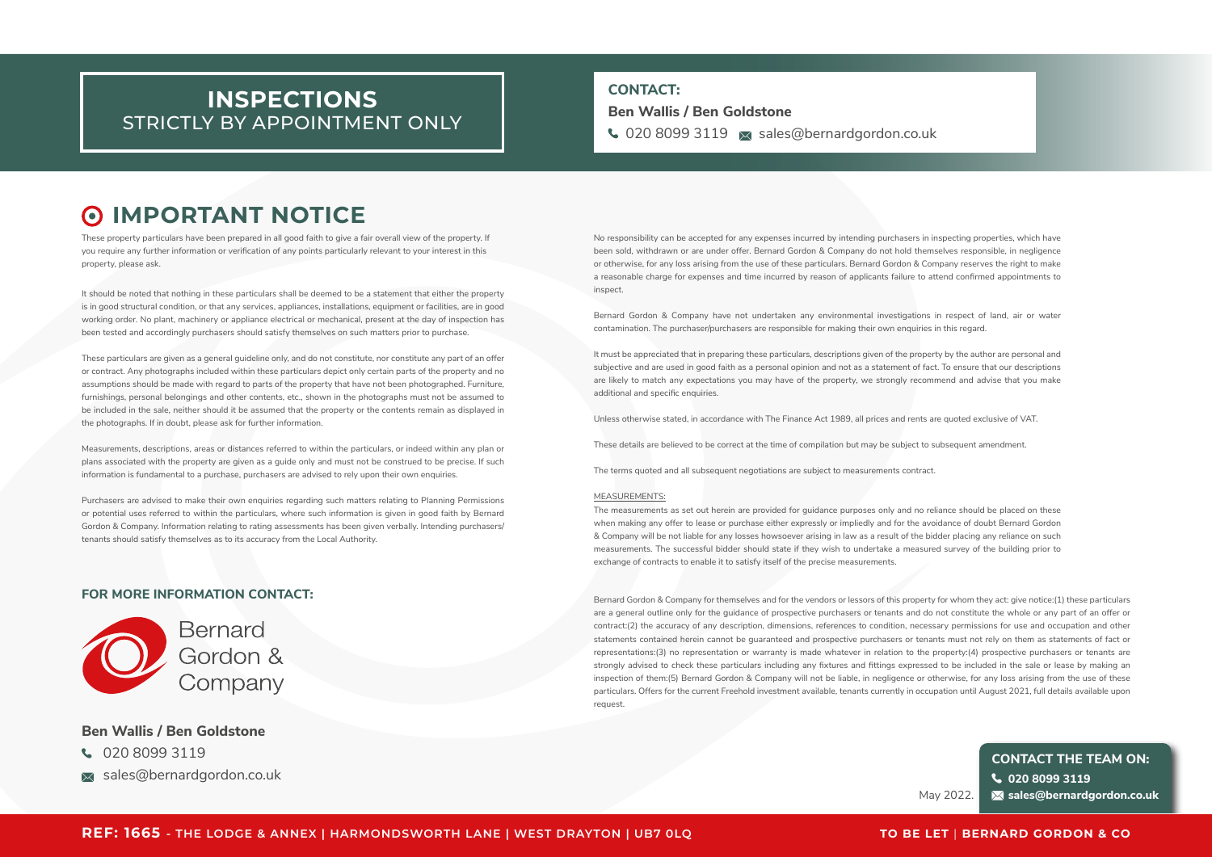## INSPECTIONS
STRICTLY BY APPOINTMENT ONLY

**CONTACT:**

**Ben Wallis / Ben Goldstone**

020 8099 3119 sales@bernardgordon.co.uk

# IMPORTANT NOTICE

These property particulars have been prepared in all good faith to give a fair overall view of the property. If you require any further information or verification of any points particularly relevant to your interest in this property, please ask.

It should be noted that nothing in these particulars shall be deemed to be a statement that either the property is in good structural condition, or that any services, appliances, installations, equipment or facilities, are in good working order. No plant, machinery or appliance electrical or mechanical, present at the day of inspection has been tested and accordingly purchasers should satisfy themselves on such matters prior to purchase.

These particulars are given as a general guideline only, and do not constitute, nor constitute any part of an offer or contract. Any photographs included within these particulars depict only certain parts of the property and no assumptions should be made with regard to parts of the property that have not been photographed. Furniture, furnishings, personal belongings and other contents, etc., shown in the photographs must not be assumed to be included in the sale, neither should it be assumed that the property or the contents remain as displayed in the photographs. If in doubt, please ask for further information.

Measurements, descriptions, areas or distances referred to within the particulars, or indeed within any plan or plans associated with the property are given as a guide only and must not be construed to be precise. If such information is fundamental to a purchase, purchasers are advised to rely upon their own enquiries.

Purchasers are advised to make their own enquiries regarding such matters relating to Planning Permissions or potential uses referred to within the particulars, where such information is given in good faith by Bernard Gordon & Company. Information relating to rating assessments has been given verbally. Intending purchasers/ tenants should satisfy themselves as to its accuracy from the Local Authority.

No responsibility can be accepted for any expenses incurred by intending purchasers in inspecting properties, which have been sold, withdrawn or are under offer. Bernard Gordon & Company do not hold themselves responsible, in negligence or otherwise, for any loss arising from the use of these particulars. Bernard Gordon & Company reserves the right to make a reasonable charge for expenses and time incurred by reason of applicants failure to attend confirmed appointments to inspect.

Bernard Gordon & Company have not undertaken any environmental investigations in respect of land, air or water contamination. The purchaser/purchasers are responsible for making their own enquiries in this regard.

It must be appreciated that in preparing these particulars, descriptions given of the property by the author are personal and subjective and are used in good faith as a personal opinion and not as a statement of fact. To ensure that our descriptions are likely to match any expectations you may have of the property, we strongly recommend and advise that you make additional and specific enquiries.

Unless otherwise stated, in accordance with The Finance Act 1989, all prices and rents are quoted exclusive of VAT.

These details are believed to be correct at the time of compilation but may be subject to subsequent amendment.

The terms quoted and all subsequent negotiations are subject to measurements contract.

MEASUREMENTS:

The measurements as set out herein are provided for guidance purposes only and no reliance should be placed on these when making any offer to lease or purchase either expressly or impliedly and for the avoidance of doubt Bernard Gordon & Company will be not liable for any losses howsoever arising in law as a result of the bidder placing any reliance on such measurements. The successful bidder should state if they wish to undertake a measured survey of the building prior to exchange of contracts to enable it to satisfy itself of the precise measurements.

Bernard Gordon & Company for themselves and for the vendors or lessors of this property for whom they act: give notice:(1) these particulars are a general outline only for the guidance of prospective purchasers or tenants and do not constitute the whole or any part of an offer or contract:(2) the accuracy of any description, dimensions, references to condition, necessary permissions for use and occupation and other statements contained herein cannot be guaranteed and prospective purchasers or tenants must not rely on them as statements of fact or representations:(3) no representation or warranty is made whatever in relation to the property:(4) prospective purchasers or tenants are strongly advised to check these particulars including any fixtures and fittings expressed to be included in the sale or lease by making an inspection of them:(5) Bernard Gordon & Company will not be liable, in negligence or otherwise, for any loss arising from the use of these particulars. Offers for the current Freehold investment available, tenants currently in occupation until August 2021, full details available upon request.

### FOR MORE INFORMATION CONTACT:

Bernard Gordon & Company

**Ben Wallis / Ben Goldstone**

020 8099 3119

sales@bernardgordon.co.uk

**CONTACT THE TEAM ON:**

**020 8099 3119**

**sales@bernardgordon.co.uk**

May 2022.

**REF: 1665 - THE LODGE & ANNEX | HARMONDSWORTH LANE | WEST DRAYTON | UB7 0LQ** — **TO BE LET | BERNARD GORDON & CO**